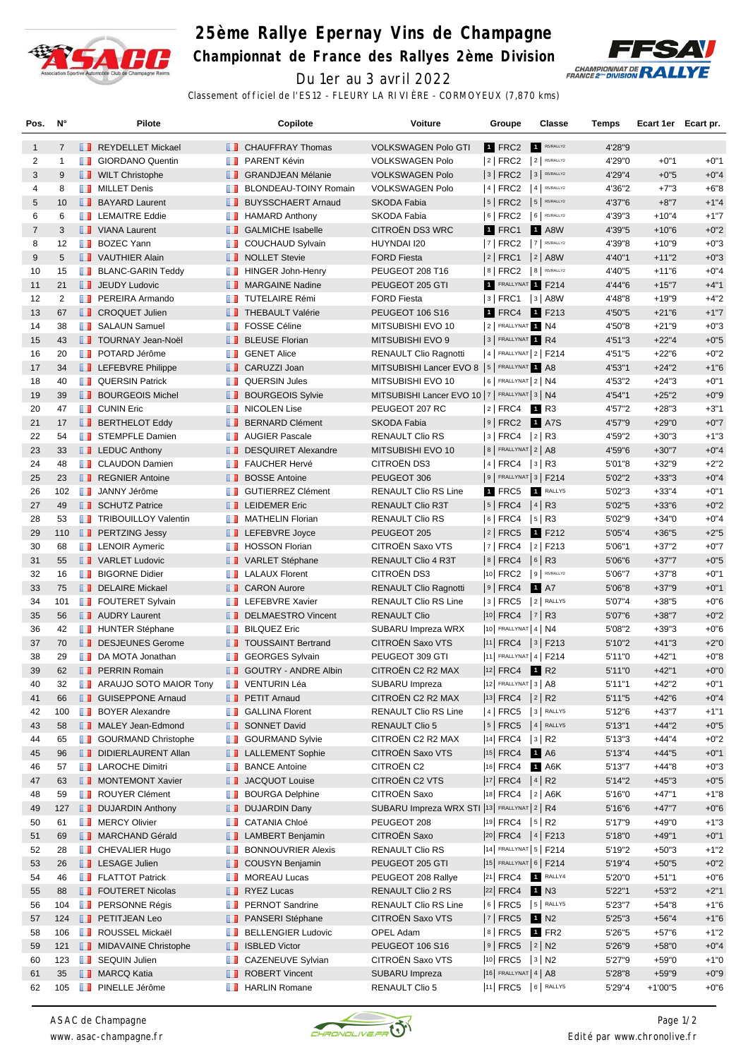# 25ème Rallye Epernay Vins de Champagne

## Championnat de France des Rallyes 2ème Division

Du 1er au 3 avril 2022

Classement officiel de l'ES12 - FLEURY LA RIVIÈRE - CORMOYEUX (7,870 kms)

| Pos. | N° | Pilote | Copilote | Voiture | Groupe | Classe | Temps | Ecart 1er | Ecart pr. |
|---|---|---|---|---|---|---|---|---|---|
| 1 | 7 | REYDELLET Mickael | CHAUFFRAY Thomas | VOLKSWAGEN Polo GTI | 1 FRC2 | 1 R5/RALLY2 | 4'28"9 | | |
| 2 | 1 | GIORDANO Quentin | PARENT Kévin | VOLKSWAGEN Polo | 2 FRC2 | 2 R5/RALLY2 | 4'29"0 | +0"1 | +0"1 |
| 3 | 9 | WILT Christophe | GRANDJEAN Mélanie | VOLKSWAGEN Polo | 3 FRC2 | 3 R5/RALLY2 | 4'29"4 | +0"5 | +0"4 |
| 4 | 8 | MILLET Denis | BLONDEAU-TOINY Romain | VOLKSWAGEN Polo | 4 FRC2 | 4 R5/RALLY2 | 4'36"2 | +7"3 | +6"8 |
| 5 | 10 | BAYARD Laurent | BUYSSCHAERT Arnaud | SKODA Fabia | 5 FRC2 | 5 R5/RALLY2 | 4'37"6 | +8"7 | +1"4 |
| 6 | 6 | LEMAITRE Eddie | HAMARD Anthony | SKODA Fabia | 6 FRC2 | 6 R5/RALLY2 | 4'39"3 | +10"4 | +1"7 |
| 7 | 3 | VIANA Laurent | GALMICHE Isabelle | CITROËN DS3 WRC | 1 FRC1 | 1 A8W | 4'39"5 | +10"6 | +0"2 |
| 8 | 12 | BOZEC Yann | COUCHAUD Sylvain | HUYNDAI I20 | 7 FRC2 | 7 R5/RALLY2 | 4'39"8 | +10"9 | +0"3 |
| 9 | 5 | VAUTHIER Alain | NOLLET Stevie | FORD Fiesta | 2 FRC1 | 2 A8W | 4'40"1 | +11"2 | +0"3 |
| 10 | 15 | BLANC-GARIN Teddy | HINGER John-Henry | PEUGEOT 208 T16 | 8 FRC2 | 8 R5/RALLY2 | 4'40"5 | +11"6 | +0"4 |
| 11 | 21 | JEUDY Ludovic | MARGAINE Nadine | PEUGEOT 205 GTI | 1 FRALLYNAT | 1 F214 | 4'44"6 | +15"7 | +4"1 |
| 12 | 2 | PEREIRA Armando | TUTELAIRE Rémi | FORD Fiesta | 3 FRC1 | 3 A8W | 4'48"8 | +19"9 | +4"2 |
| 13 | 67 | CROQUET Julien | THEBAULT Valérie | PEUGEOT 106 S16 | 1 FRC4 | 1 F213 | 4'50"5 | +21"6 | +1"7 |
| 14 | 38 | SALAUN Samuel | FOSSE Céline | MITSUBISHI EVO 10 | 2 FRALLYNAT | 1 N4 | 4'50"8 | +21"9 | +0"3 |
| 15 | 43 | TOURNAY Jean-Noël | BLEUSE Florian | MITSUBISHI EVO 9 | 3 FRALLYNAT | 1 R4 | 4'51"3 | +22"4 | +0"5 |
| 16 | 20 | POTARD Jérôme | GENET Alice | RENAULT Clio Ragnotti | 4 FRALLYNAT | 2 F214 | 4'51"5 | +22"6 | +0"2 |
| 17 | 34 | LEFEBVRE Philippe | CARUZZI Joan | MITSUBISHI Lancer EVO 8 | 5 FRALLYNAT | 1 A8 | 4'53"1 | +24"2 | +1"6 |
| 18 | 40 | QUERSIN Patrick | QUERSIN Jules | MITSUBISHI EVO 10 | 6 FRALLYNAT | 2 N4 | 4'53"2 | +24"3 | +0"1 |
| 19 | 39 | BOURGEOIS Michel | BOURGEOIS Sylvie | MITSUBISHI Lancer EVO 10 | 7 FRALLYNAT | 3 N4 | 4'54"1 | +25"2 | +0"9 |
| 20 | 47 | CUNIN Eric | NICOLEN Lise | PEUGEOT 207 RC | 2 FRC4 | 1 R3 | 4'57"2 | +28"3 | +3"1 |
| 21 | 17 | BERTHELOT Eddy | BERNARD Clément | SKODA Fabia | 9 FRC2 | 1 A7S | 4'57"9 | +29"0 | +0"7 |
| 22 | 54 | STEMPFLE Damien | AUGIER Pascale | RENAULT Clio RS | 3 FRC4 | 2 R3 | 4'59"2 | +30"3 | +1"3 |
| 23 | 33 | LEDUC Anthony | DESQUIRET Alexandre | MITSUBISHI EVO 10 | 8 FRALLYNAT | 2 A8 | 4'59"6 | +30"7 | +0"4 |
| 24 | 48 | CLAUDON Damien | FAUCHER Hervé | CITROËN DS3 | 4 FRC4 | 3 R3 | 5'01"8 | +32"9 | +2"2 |
| 25 | 23 | REGNIER Antoine | BOSSE Antoine | PEUGEOT 306 | 9 FRALLYNAT | 3 F214 | 5'02"2 | +33"3 | +0"4 |
| 26 | 102 | JANNY Jérôme | GUTIERREZ Clément | RENAULT Clio RS Line | 1 FRC5 | 1 RALLY5 | 5'02"3 | +33"4 | +0"1 |
| 27 | 49 | SCHUTZ Patrice | LEIDEMER Eric | RENAULT Clio R3T | 5 FRC4 | 4 R3 | 5'02"5 | +33"6 | +0"2 |
| 28 | 53 | TRIBOUILLOY Valentin | MATHELIN Florian | RENAULT Clio RS | 6 FRC4 | 5 R3 | 5'02"9 | +34"0 | +0"4 |
| 29 | 110 | PERTZING Jessy | LEFEBVRE Joyce | PEUGEOT 205 | 2 FRC5 | 1 F212 | 5'05"4 | +36"5 | +2"5 |
| 30 | 68 | LENOIR Aymeric | HOSSON Florian | CITROËN Saxo VTS | 7 FRC4 | 2 F213 | 5'06"1 | +37"2 | +0"7 |
| 31 | 55 | VARLET Ludovic | VARLET Stéphane | RENAULT Clio 4 R3T | 8 FRC4 | 6 R3 | 5'06"6 | +37"7 | +0"5 |
| 32 | 16 | BIGORNE Didier | LALAUX Florent | CITROËN DS3 | 10 FRC2 | 9 R5/RALLY2 | 5'06"7 | +37"8 | +0"1 |
| 33 | 75 | DELAIRE Mickael | CARON Aurore | RENAULT Clio Ragnotti | 9 FRC4 | 1 A7 | 5'06"8 | +37"9 | +0"1 |
| 34 | 101 | FOUTERET Sylvain | LEFEBVRE Xavier | RENAULT Clio RS Line | 3 FRC5 | 2 RALLY5 | 5'07"4 | +38"5 | +0"6 |
| 35 | 56 | AUDRY Laurent | DELMAESTRO Vincent | RENAULT Clio | 10 FRC4 | 7 R3 | 5'07"6 | +38"7 | +0"2 |
| 36 | 42 | HUNTER Stéphane | BILQUEZ Eric | SUBARU Impreza WRX | 10 FRALLYNAT | 4 N4 | 5'08"2 | +39"3 | +0"6 |
| 37 | 70 | DESJEUNES Gerome | TOUSSAINT Bertrand | CITROËN Saxo VTS | 11 FRC4 | 3 F213 | 5'10"2 | +41"3 | +2"0 |
| 38 | 29 | DA MOTA Jonathan | GEORGES Sylvain | PEUGEOT 309 GTI | 11 FRALLYNAT | 4 F214 | 5'11"0 | +42"1 | +0"8 |
| 39 | 62 | PERRIN Romain | GOUTRY - ANDRE Albin | CITROËN C2 R2 MAX | 12 FRC4 | 1 R2 | 5'11"0 | +42"1 | +0"0 |
| 40 | 32 | ARAUJO SOTO MAIOR Tony | VENTURIN Léa | SUBARU Impreza | 12 FRALLYNAT | 3 A8 | 5'11"1 | +42"2 | +0"1 |
| 41 | 66 | GUISEPPONE Arnaud | PETIT Arnaud | CITROËN C2 R2 MAX | 13 FRC4 | 2 R2 | 5'11"5 | +42"6 | +0"4 |
| 42 | 100 | BOYER Alexandre | GALLINA Florent | RENAULT Clio RS Line | 4 FRC5 | 3 RALLY5 | 5'12"6 | +43"7 | +1"1 |
| 43 | 58 | MALEY Jean-Edmond | SONNET David | RENAULT Clio 5 | 5 FRC5 | 4 RALLY5 | 5'13"1 | +44"2 | +0"5 |
| 44 | 65 | GOURMAND Christophe | GOURMAND Sylvie | CITROËN C2 R2 MAX | 14 FRC4 | 3 R2 | 5'13"3 | +44"4 | +0"2 |
| 45 | 96 | DIDIERLAURENT Allan | LALLEMENT Sophie | CITROËN Saxo VTS | 15 FRC4 | 1 A6 | 5'13"4 | +44"5 | +0"1 |
| 46 | 57 | LAROCHE Dimitri | BANCE Antoine | CITROËN C2 | 16 FRC4 | 1 A6K | 5'13"7 | +44"8 | +0"3 |
| 47 | 63 | MONTEMONT Xavier | JACQUOT Louise | CITROËN C2 VTS | 17 FRC4 | 4 R2 | 5'14"2 | +45"3 | +0"5 |
| 48 | 59 | ROUYER Clément | BOURGA Delphine | CITROËN Saxo | 18 FRC4 | 2 A6K | 5'16"0 | +47"1 | +1"8 |
| 49 | 127 | DUJARDIN Anthony | DUJARDIN Dany | SUBARU Impreza WRX STI | 13 FRALLYNAT | 2 R4 | 5'16"6 | +47"7 | +0"6 |
| 50 | 61 | MERCY Olivier | CATANIA Chloé | PEUGEOT 208 | 19 FRC4 | 5 R2 | 5'17"9 | +49"0 | +1"3 |
| 51 | 69 | MARCHAND Gérald | LAMBERT Benjamin | CITROËN Saxo | 20 FRC4 | 4 F213 | 5'18"0 | +49"1 | +0"1 |
| 52 | 28 | CHEVALIER Hugo | BONNOUVRIER Alexis | RENAULT Clio RS | 14 FRALLYNAT | 5 F214 | 5'19"2 | +50"3 | +1"2 |
| 53 | 26 | LESAGE Julien | COUSYN Benjamin | PEUGEOT 205 GTI | 15 FRALLYNAT | 6 F214 | 5'19"4 | +50"5 | +0"2 |
| 54 | 46 | FLATTOT Patrick | MOREAU Lucas | PEUGEOT 208 Rallye | 21 FRC4 | 1 RALLY4 | 5'20"0 | +51"1 | +0"6 |
| 55 | 88 | FOUTERET Nicolas | RYEZ Lucas | RENAULT Clio 2 RS | 22 FRC4 | 1 N3 | 5'22"1 | +53"2 | +2"1 |
| 56 | 104 | PERSONNE Régis | PERNOT Sandrine | RENAULT Clio RS Line | 6 FRC5 | 5 RALLY5 | 5'23"7 | +54"8 | +1"6 |
| 57 | 124 | PETITJEAN Leo | PANSERI Stéphane | CITROËN Saxo VTS | 7 FRC5 | 1 N2 | 5'25"3 | +56"4 | +1"6 |
| 58 | 106 | ROUSSEL Mickaël | BELLENGIER Ludovic | OPEL Adam | 8 FRC5 | 1 FR2 | 5'26"5 | +57"6 | +1"2 |
| 59 | 121 | MIDAVAINE Christophe | ISBLED Victor | PEUGEOT 106 S16 | 9 FRC5 | 2 N2 | 5'26"9 | +58"0 | +0"4 |
| 60 | 123 | SEQUIN Julien | CAZENEUVE Sylvian | CITROËN Saxo VTS | 10 FRC5 | 3 N2 | 5'27"9 | +59"0 | +1"0 |
| 61 | 35 | MARCQ Katia | ROBERT Vincent | SUBARU Impreza | 16 FRALLYNAT | 4 A8 | 5'28"8 | +59"9 | +0"9 |
| 62 | 105 | PINELLE Jérôme | HARLIN Romane | RENAULT Clio 5 | 11 FRC5 | 6 RALLY5 | 5'29"4 | +1'00"5 | +0"6 |

ASAC de Champagne
www.asac-champagne.fr

Edité par www.chronolive.fr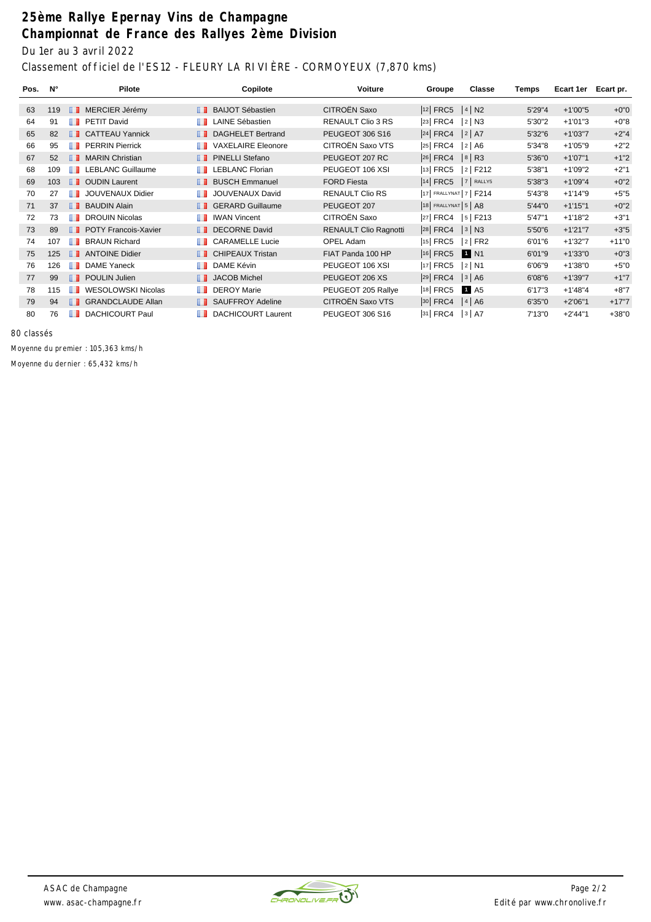# 25ème Rallye Epernay Vins de Champagne
# Championnat de France des Rallyes 2ème Division

Du 1er au 3 avril 2022

Classement officiel de l'ES12 - FLEURY LA RIVIÈRE - CORMOYEUX (7,870 kms)

| Pos. | N° | Pilote | Copilote | Voiture | Groupe | Classe | Temps | Ecart 1er | Ecart pr. |
|---|---|---|---|---|---|---|---|---|---|
| 63 | 119 | MERCIER Jérémy | BAIJOT Sébastien | CITROËN Saxo | 12 FRC5 | 4 N2 | 5'29"4 | +1'00"5 | +0"0 |
| 64 | 91 | PETIT David | LAINE Sébastien | RENAULT Clio 3 RS | 23 FRC4 | 2 N3 | 5'30"2 | +1'01"3 | +0"8 |
| 65 | 82 | CATTEAU Yannick | DAGHELET Bertrand | PEUGEOT 306 S16 | 24 FRC4 | 2 A7 | 5'32"6 | +1'03"7 | +2"4 |
| 66 | 95 | PERRIN Pierrick | VAXELAIRE Eleonore | CITROËN Saxo VTS | 25 FRC4 | 2 A6 | 5'34"8 | +1'05"9 | +2"2 |
| 67 | 52 | MARIN Christian | PINELLI Stefano | PEUGEOT 207 RC | 26 FRC4 | 8 R3 | 5'36"0 | +1'07"1 | +1"2 |
| 68 | 109 | LEBLANC Guillaume | LEBLANC Florian | PEUGEOT 106 XSI | 13 FRC5 | 2 F212 | 5'38"1 | +1'09"2 | +2"1 |
| 69 | 103 | OUDIN Laurent | BUSCH Emmanuel | FORD Fiesta | 14 FRC5 | 7 RALLY5 | 5'38"3 | +1'09"4 | +0"2 |
| 70 | 27 | JOUVENAUX Didier | JOUVENAUX David | RENAULT Clio RS | 17 FRALLYNAT | 7 F214 | 5'43"8 | +1'14"9 | +5"5 |
| 71 | 37 | BAUDIN Alain | GERARD Guillaume | PEUGEOT 207 | 18 FRALLYNAT | 5 A8 | 5'44"0 | +1'15"1 | +0"2 |
| 72 | 73 | DROUIN Nicolas | IWAN Vincent | CITROËN Saxo | 27 FRC4 | 5 F213 | 5'47"1 | +1'18"2 | +3"1 |
| 73 | 89 | POTY Francois-Xavier | DECORNE David | RENAULT Clio Ragnotti | 28 FRC4 | 3 N3 | 5'50"6 | +1'21"7 | +3"5 |
| 74 | 107 | BRAUN Richard | CARAMELLE Lucie | OPEL Adam | 15 FRC5 | 2 FR2 | 6'01"6 | +1'32"7 | +11"0 |
| 75 | 125 | ANTOINE Didier | CHIPEAUX Tristan | FIAT Panda 100 HP | 16 FRC5 | 1 N1 | 6'01"9 | +1'33"0 | +0"3 |
| 76 | 126 | DAME Yaneck | DAME Kévin | PEUGEOT 106 XSI | 17 FRC5 | 2 N1 | 6'06"9 | +1'38"0 | +5"0 |
| 77 | 99 | POULIN Julien | JACOB Michel | PEUGEOT 206 XS | 29 FRC4 | 3 A6 | 6'08"6 | +1'39"7 | +1"7 |
| 78 | 115 | WESOLOWSKI Nicolas | DEROY Marie | PEUGEOT 205 Rallye | 18 FRC5 | 1 A5 | 6'17"3 | +1'48"4 | +8"7 |
| 79 | 94 | GRANDCLAUDE Allan | SAUFFROY Adeline | CITROËN Saxo VTS | 30 FRC4 | 4 A6 | 6'35"0 | +2'06"1 | +17"7 |
| 80 | 76 | DACHICOURT Paul | DACHICOURT Laurent | PEUGEOT 306 S16 | 31 FRC4 | 3 A7 | 7'13"0 | +2'44"1 | +38"0 |

80 classés

Moyenne du premier : 105,363 kms/h

Moyenne du dernier : 65,432 kms/h

ASAC de Champagne
www.asac-champagne.fr

Edité par www.chronolive.fr